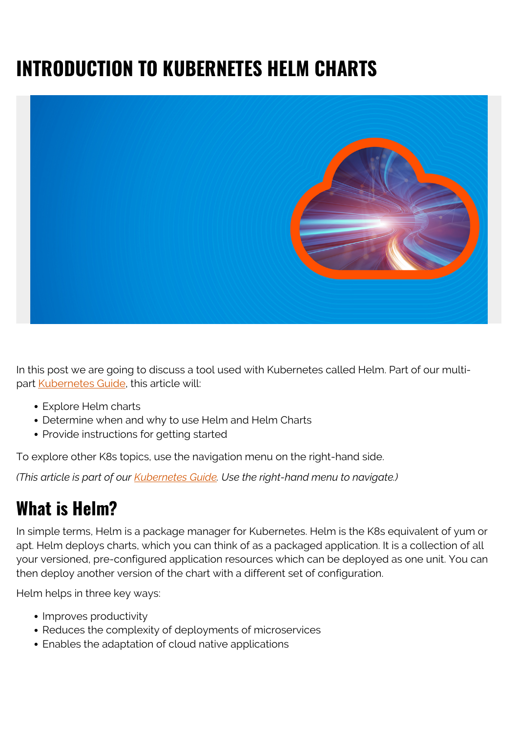# INTRODUCTION TO KUBERNETES HELM CHARTS

In this post we are going to discuss a tool used with Kubernetes called Helm. Part of our multi-part Kubernetes Guide, this article will:

- Explore Helm charts
- Determine when and why to use Helm and Helm Charts
- Provide instructions for getting started

To explore other K8s topics, use the navigation menu on the right-hand side.

*(This article is part of our Kubernetes Guide. Use the right-hand menu to navigate.)*

## What is Helm?

In simple terms, Helm is a package manager for Kubernetes. Helm is the K8s equivalent of yum or apt. Helm deploys charts, which you can think of as a packaged application. It is a collection of all your versioned, pre-configured application resources which can be deployed as one unit. You can then deploy another version of the chart with a different set of configuration.

Helm helps in three key ways:

- Improves productivity
- Reduces the complexity of deployments of microservices
- Enables the adaptation of cloud native applications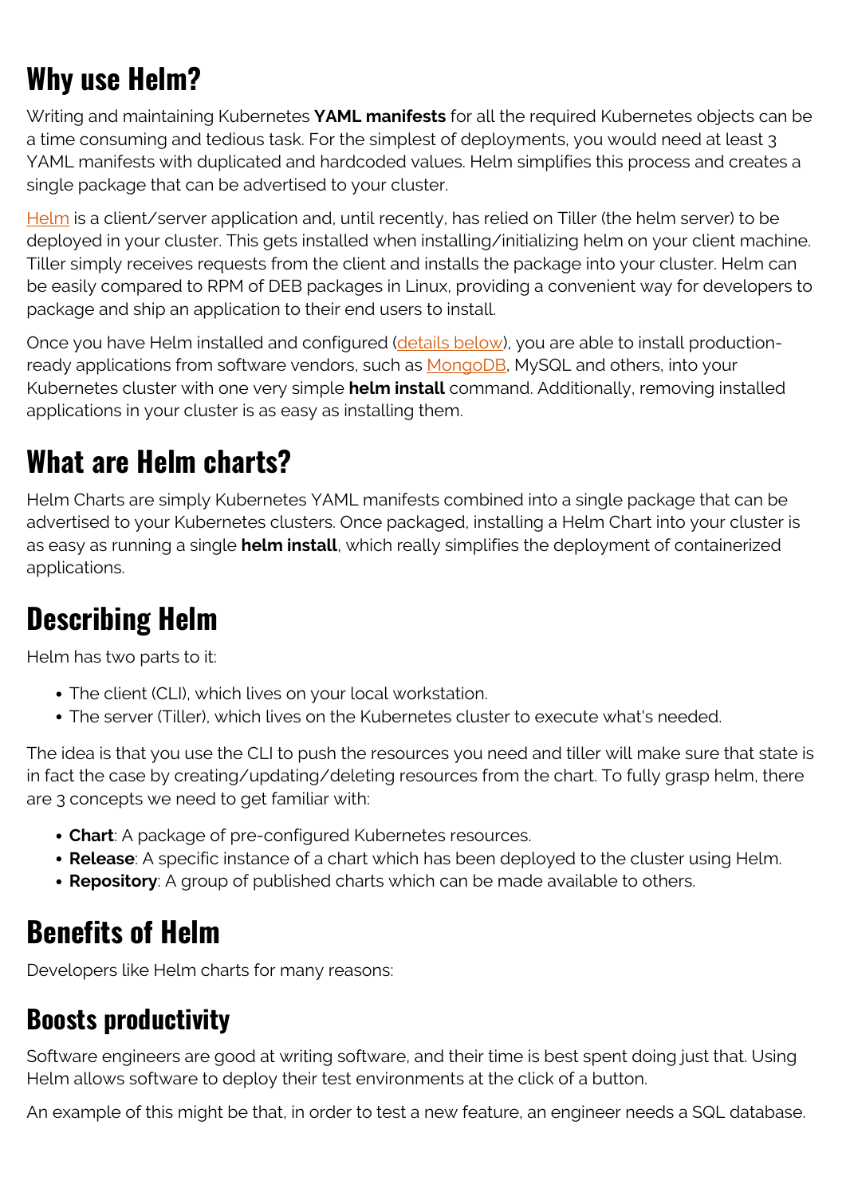## Why use Helm?

Writing and maintaining Kubernetes **YAML manifests** for all the required Kubernetes objects can be a time consuming and tedious task. For the simplest of deployments, you would need at least 3 YAML manifests with duplicated and hardcoded values. Helm simplifies this process and creates a single package that can be advertised to your cluster.

Helm is a client/server application and, until recently, has relied on Tiller (the helm server) to be deployed in your cluster. This gets installed when installing/initializing helm on your client machine. Tiller simply receives requests from the client and installs the package into your cluster. Helm can be easily compared to RPM of DEB packages in Linux, providing a convenient way for developers to package and ship an application to their end users to install.

Once you have Helm installed and configured (details below), you are able to install production-ready applications from software vendors, such as MongoDB, MySQL and others, into your Kubernetes cluster with one very simple **helm install** command. Additionally, removing installed applications in your cluster is as easy as installing them.

## What are Helm charts?

Helm Charts are simply Kubernetes YAML manifests combined into a single package that can be advertised to your Kubernetes clusters. Once packaged, installing a Helm Chart into your cluster is as easy as running a single **helm install**, which really simplifies the deployment of containerized applications.

## Describing Helm

Helm has two parts to it:

- The client (CLI), which lives on your local workstation.
- The server (Tiller), which lives on the Kubernetes cluster to execute what's needed.

The idea is that you use the CLI to push the resources you need and tiller will make sure that state is in fact the case by creating/updating/deleting resources from the chart. To fully grasp helm, there are 3 concepts we need to get familiar with:

- **Chart**: A package of pre-configured Kubernetes resources.
- **Release**: A specific instance of a chart which has been deployed to the cluster using Helm.
- **Repository**: A group of published charts which can be made available to others.

## Benefits of Helm

Developers like Helm charts for many reasons:

### Boosts productivity

Software engineers are good at writing software, and their time is best spent doing just that. Using Helm allows software to deploy their test environments at the click of a button.

An example of this might be that, in order to test a new feature, an engineer needs a SQL database.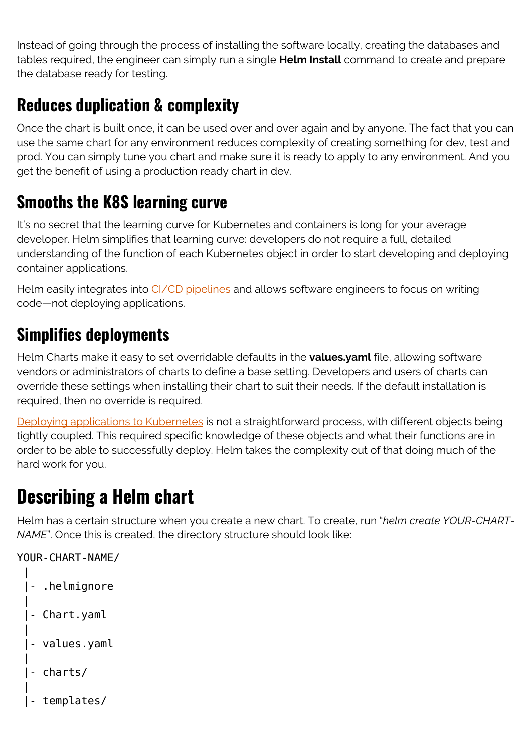Instead of going through the process of installing the software locally, creating the databases and tables required, the engineer can simply run a single **Helm Install** command to create and prepare the database ready for testing.

## Reduces duplication & complexity

Once the chart is built once, it can be used over and over again and by anyone. The fact that you can use the same chart for any environment reduces complexity of creating something for dev, test and prod. You can simply tune you chart and make sure it is ready to apply to any environment. And you get the benefit of using a production ready chart in dev.

## Smooths the K8S learning curve

It's no secret that the learning curve for Kubernetes and containers is long for your average developer. Helm simplifies that learning curve: developers do not require a full, detailed understanding of the function of each Kubernetes object in order to start developing and deploying container applications.

Helm easily integrates into CI/CD pipelines and allows software engineers to focus on writing code—not deploying applications.

## Simplifies deployments

Helm Charts make it easy to set overridable defaults in the **values.yaml** file, allowing software vendors or administrators of charts to define a base setting. Developers and users of charts can override these settings when installing their chart to suit their needs. If the default installation is required, then no override is required.

Deploying applications to Kubernetes is not a straightforward process, with different objects being tightly coupled. This required specific knowledge of these objects and what their functions are in order to be able to successfully deploy. Helm takes the complexity out of that doing much of the hard work for you.

# Describing a Helm chart

Helm has a certain structure when you create a new chart. To create, run "*helm create YOUR-CHART-NAME*". Once this is created, the directory structure should look like:

```
YOUR-CHART-NAME/
 |
 |- .helmignore
 |
 |- Chart.yaml
 |
 |- values.yaml
 |
 |- charts/
 |
 |- templates/
```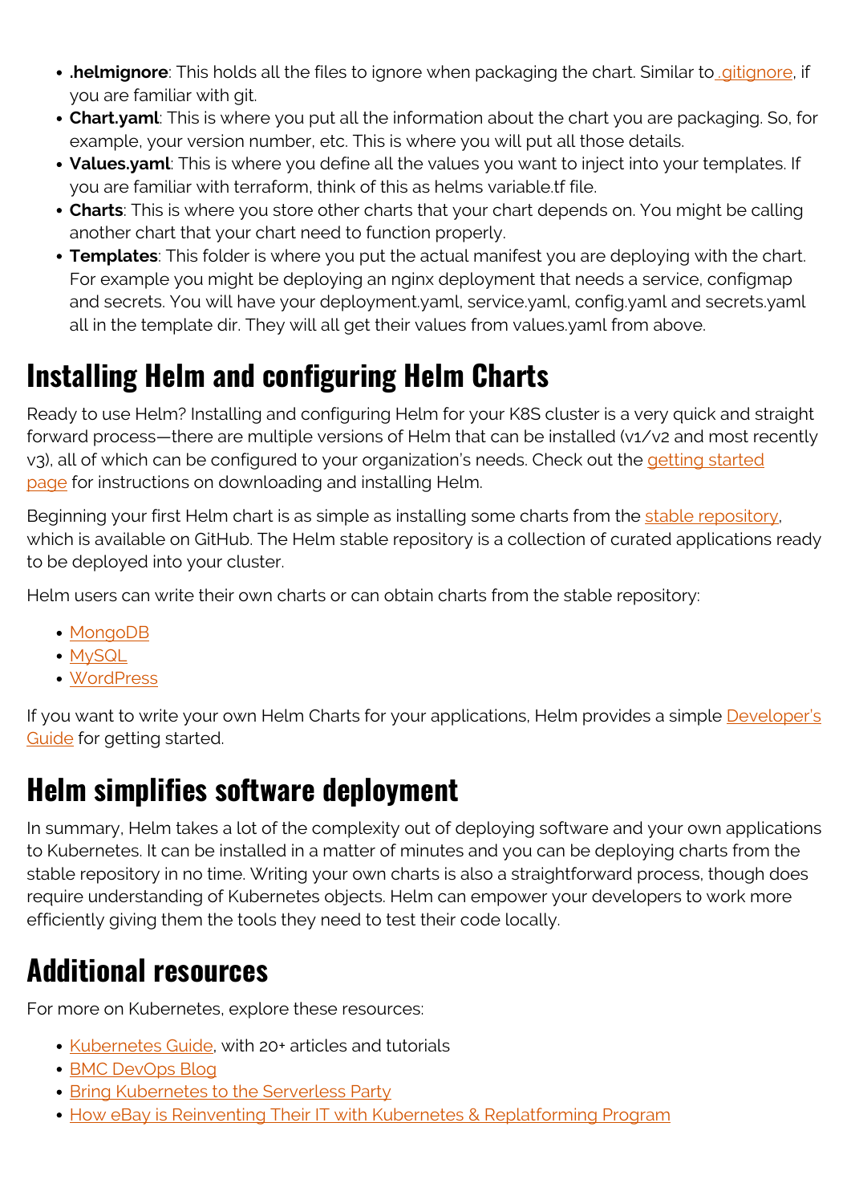- **.helmignore**: This holds all the files to ignore when packaging the chart. Similar to .gitignore, if you are familiar with git.
- **Chart.yaml**: This is where you put all the information about the chart you are packaging. So, for example, your version number, etc. This is where you will put all those details.
- **Values.yaml**: This is where you define all the values you want to inject into your templates. If you are familiar with terraform, think of this as helms variable.tf file.
- **Charts**: This is where you store other charts that your chart depends on. You might be calling another chart that your chart need to function properly.
- **Templates**: This folder is where you put the actual manifest you are deploying with the chart. For example you might be deploying an nginx deployment that needs a service, configmap and secrets. You will have your deployment.yaml, service.yaml, config.yaml and secrets.yaml all in the template dir. They will all get their values from values.yaml from above.

## Installing Helm and configuring Helm Charts

Ready to use Helm? Installing and configuring Helm for your K8S cluster is a very quick and straight forward process—there are multiple versions of Helm that can be installed (v1/v2 and most recently v3), all of which can be configured to your organization's needs. Check out the getting started page for instructions on downloading and installing Helm.

Beginning your first Helm chart is as simple as installing some charts from the stable repository, which is available on GitHub. The Helm stable repository is a collection of curated applications ready to be deployed into your cluster.

Helm users can write their own charts or can obtain charts from the stable repository:

- MongoDB
- MySQL
- WordPress

If you want to write your own Helm Charts for your applications, Helm provides a simple Developer's Guide for getting started.

## Helm simplifies software deployment

In summary, Helm takes a lot of the complexity out of deploying software and your own applications to Kubernetes. It can be installed in a matter of minutes and you can be deploying charts from the stable repository in no time. Writing your own charts is also a straightforward process, though does require understanding of Kubernetes objects. Helm can empower your developers to work more efficiently giving them the tools they need to test their code locally.

## Additional resources

For more on Kubernetes, explore these resources:

- Kubernetes Guide, with 20+ articles and tutorials
- BMC DevOps Blog
- Bring Kubernetes to the Serverless Party
- How eBay is Reinventing Their IT with Kubernetes & Replatforming Program